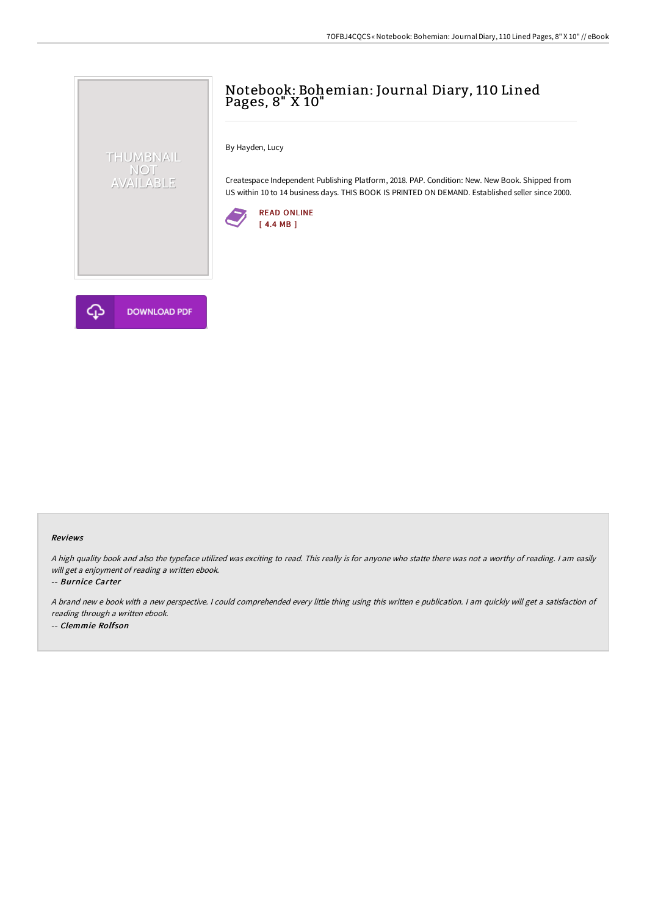# Notebook: Bohemian: Journal Diary, 110 Lined Pages, 8" X 10"

By Hayden, Lucy

Createspace Independent Publishing Platform, 2018. PAP. Condition: New. New Book. Shipped from US within 10 to 14 business days. THIS BOOK IS PRINTED ON DEMAND. Established seller since 2000.

READ ONLINE
[ 4.4 MB ]

DOWNLOAD PDF

### Reviews

*A high quality book and also the typeface utilized was exciting to read. This really is for anyone who statte there was not a worthy of reading. I am easily will get a enjoyment of reading a written ebook.*

-- ***Burnice Carter***

*A brand new e book with a new perspective. I could comprehended every little thing using this written e publication. I am quickly will get a satisfaction of reading through a written ebook.*

-- ***Clemmie Rolfson***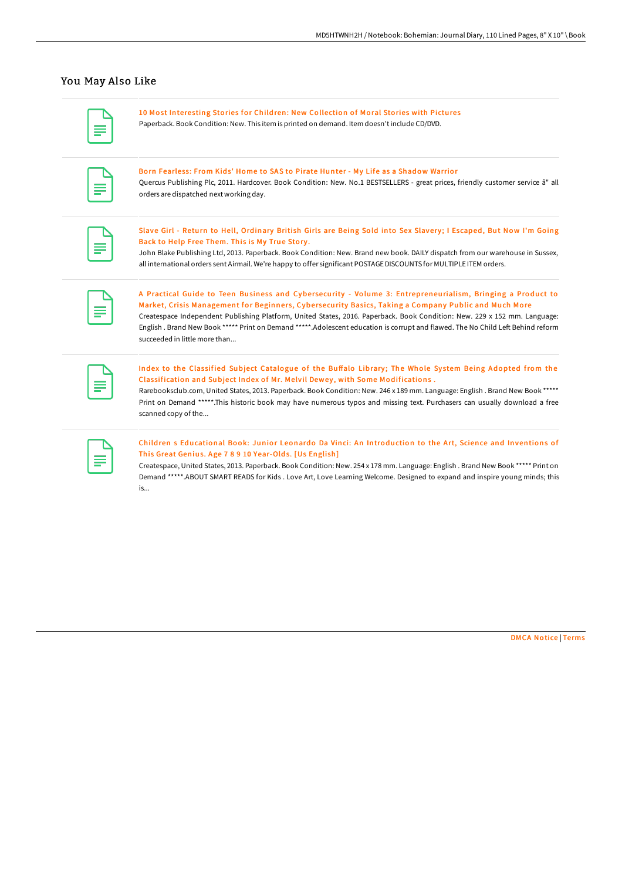## You May Also Like

**10 Most Interesting Stories for Children: New Collection of Moral Stories with Pictures**

Paperback. Book Condition: New. This item is printed on demand. Item doesn't include CD/DVD.

**Born Fearless: From Kids' Home to SAS to Pirate Hunter - My Life as a Shadow Warrior**

Quercus Publishing Plc, 2011. Hardcover. Book Condition: New. No.1 BESTSELLERS - great prices, friendly customer service â" all orders are dispatched next working day.

**Slave Girl - Return to Hell, Ordinary British Girls are Being Sold into Sex Slavery; I Escaped, But Now I'm Going Back to Help Free Them. This is My True Story.**

John Blake Publishing Ltd, 2013. Paperback. Book Condition: New. Brand new book. DAILY dispatch from our warehouse in Sussex, all international orders sent Airmail. We're happy to offer significant POSTAGE DISCOUNTS for MULTIPLE ITEM orders.

**A Practical Guide to Teen Business and Cybersecurity - Volume 3: Entrepreneurialism, Bringing a Product to Market, Crisis Management for Beginners, Cybersecurity Basics, Taking a Company Public and Much More**

Createspace Independent Publishing Platform, United States, 2016. Paperback. Book Condition: New. 229 x 152 mm. Language: English . Brand New Book ***** Print on Demand *****.Adolescent education is corrupt and flawed. The No Child Left Behind reform succeeded in little more than...

**Index to the Classified Subject Catalogue of the Buffalo Library; The Whole System Being Adopted from the Classification and Subject Index of Mr. Melvil Dewey, with Some Modifications .**

Rarebooksclub.com, United States, 2013. Paperback. Book Condition: New. 246 x 189 mm. Language: English . Brand New Book ***** Print on Demand *****.This historic book may have numerous typos and missing text. Purchasers can usually download a free scanned copy of the...

**Children s Educational Book: Junior Leonardo Da Vinci: An Introduction to the Art, Science and Inventions of This Great Genius. Age 7 8 9 10 Year-Olds. [Us English]**

Createspace, United States, 2013. Paperback. Book Condition: New. 254 x 178 mm. Language: English . Brand New Book ***** Print on Demand *****.ABOUT SMART READS for Kids . Love Art, Love Learning Welcome. Designed to expand and inspire young minds; this is...

DMCA Notice | Terms